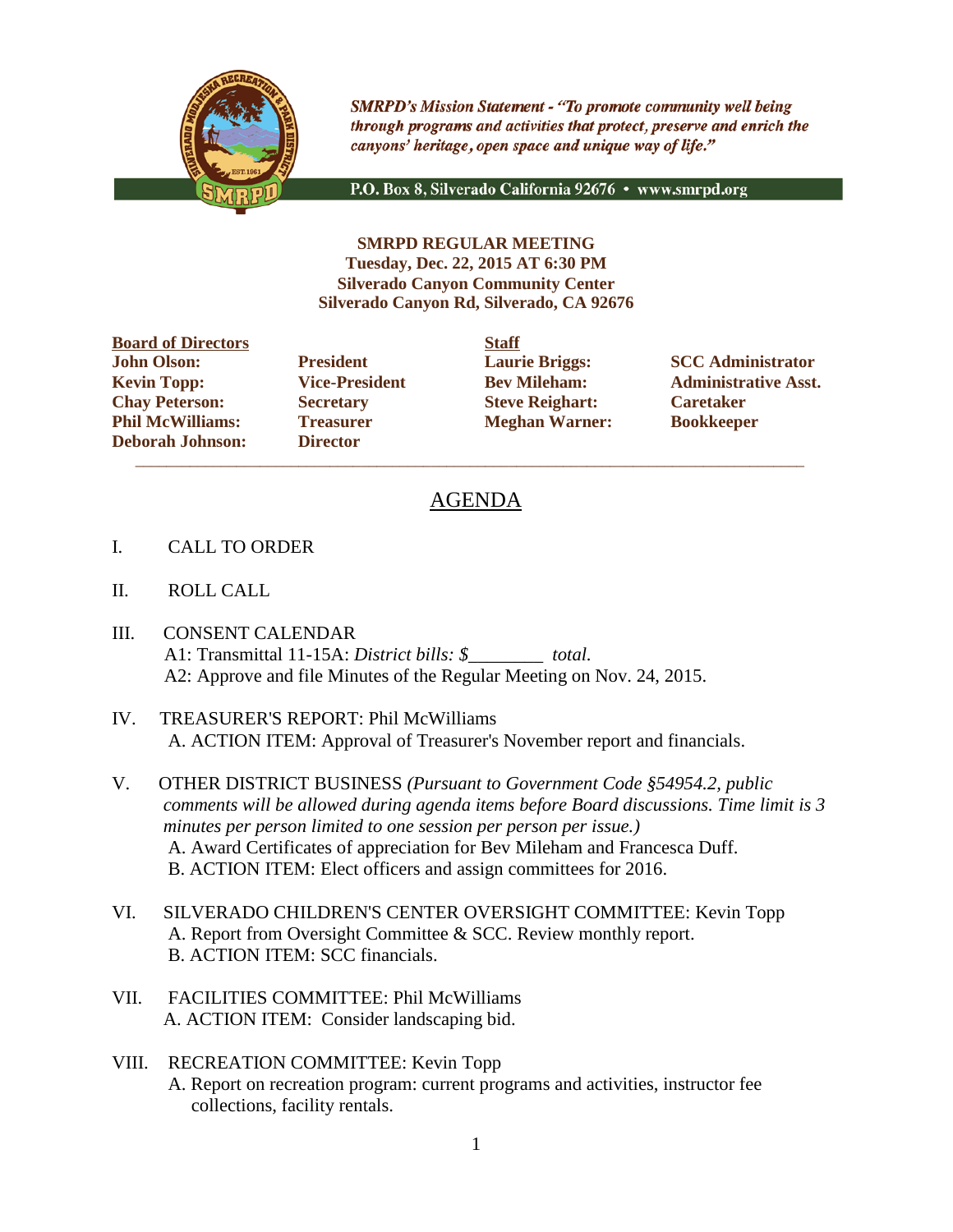*SMRPD's Mission Statement - "To promote community well being through programs and activities that protect, preserve and enrich the canyons' heritage, open space and unique way of life."*

P.O. Box 8, Silverado California 92676 • www.smrpd.org

**SMRPD REGULAR MEETING**
**Tuesday, Dec. 22, 2015 AT 6:30 PM**
**Silverado Canyon Community Center**
**Silverado Canyon Rd, Silverado, CA 92676**

| **Board of Directors** | | **Staff** | |
|---|---|---|---|
| **John Olson:** | **President** | **Laurie Briggs:** | **SCC Administrator** |
| **Kevin Topp:** | **Vice-President** | **Bev Mileham:** | **Administrative Asst.** |
| **Chay Peterson:** | **Secretary** | **Steve Reighart:** | **Caretaker** |
| **Phil McWilliams:** | **Treasurer** | **Meghan Warner:** | **Bookkeeper** |
| **Deborah Johnson:** | **Director** | | |

---

# AGENDA

I. CALL TO ORDER

II. ROLL CALL

III. CONSENT CALENDAR
A1: Transmittal 11-15A: *District bills: $________ total.*
A2: Approve and file Minutes of the Regular Meeting on Nov. 24, 2015.

IV. TREASURER'S REPORT: Phil McWilliams
A. ACTION ITEM: Approval of Treasurer's November report and financials.

V. OTHER DISTRICT BUSINESS *(Pursuant to Government Code §54954.2, public comments will be allowed during agenda items before Board discussions. Time limit is 3 minutes per person limited to one session per person per issue.)*
A. Award Certificates of appreciation for Bev Mileham and Francesca Duff.
B. ACTION ITEM: Elect officers and assign committees for 2016.

VI. SILVERADO CHILDREN'S CENTER OVERSIGHT COMMITTEE: Kevin Topp
A. Report from Oversight Committee & SCC. Review monthly report.
B. ACTION ITEM: SCC financials.

VII. FACILITIES COMMITTEE: Phil McWilliams
A. ACTION ITEM: Consider landscaping bid.

VIII. RECREATION COMMITTEE: Kevin Topp
A. Report on recreation program: current programs and activities, instructor fee collections, facility rentals.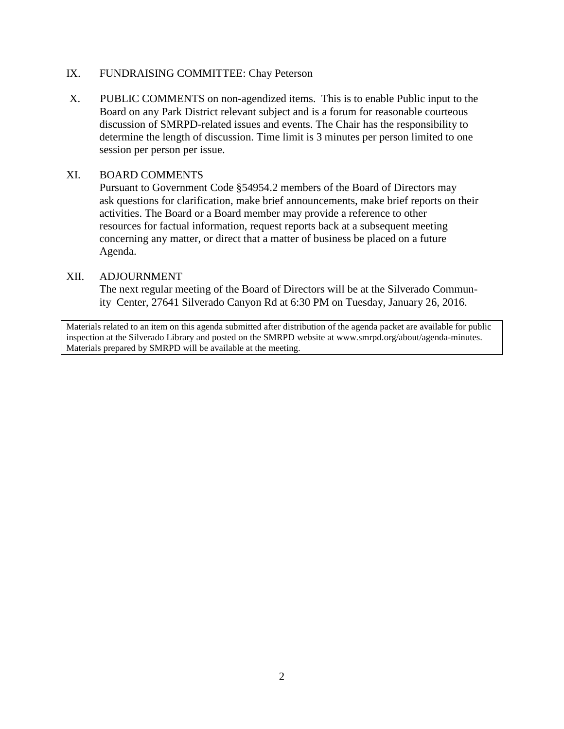IX. FUNDRAISING COMMITTEE: Chay Peterson

X. PUBLIC COMMENTS on non-agendized items. This is to enable Public input to the Board on any Park District relevant subject and is a forum for reasonable courteous discussion of SMRPD-related issues and events. The Chair has the responsibility to determine the length of discussion. Time limit is 3 minutes per person limited to one session per person per issue.

XI. BOARD COMMENTS

Pursuant to Government Code §54954.2 members of the Board of Directors may ask questions for clarification, make brief announcements, make brief reports on their activities. The Board or a Board member may provide a reference to other resources for factual information, request reports back at a subsequent meeting concerning any matter, or direct that a matter of business be placed on a future Agenda.

XII. ADJOURNMENT

The next regular meeting of the Board of Directors will be at the Silverado Community Center, 27641 Silverado Canyon Rd at 6:30 PM on Tuesday, January 26, 2016.

Materials related to an item on this agenda submitted after distribution of the agenda packet are available for public inspection at the Silverado Library and posted on the SMRPD website at www.smrpd.org/about/agenda-minutes. Materials prepared by SMRPD will be available at the meeting.